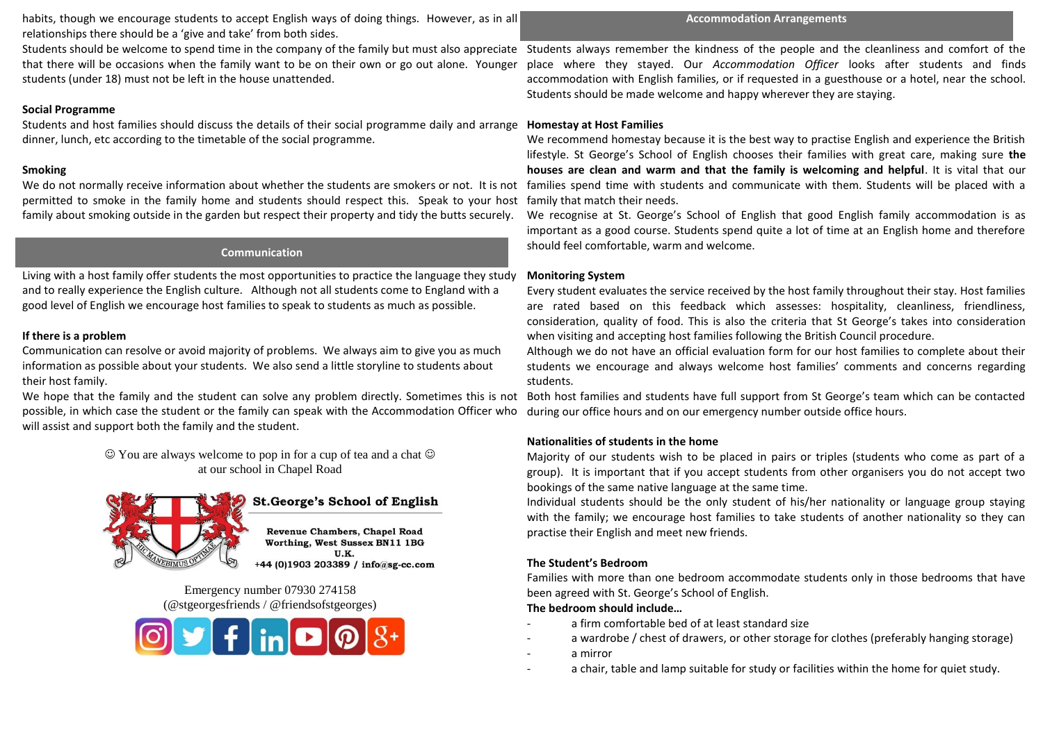habits, though we encourage students to accept English ways of doing things. However, as in all relationships there should be a 'give and take' from both sides.

Students should be welcome to spend time in the company of the family but must also appreciate that there will be occasions when the family want to be on their own or go out alone. Younger students (under 18) must not be left in the house unattended.

### Social Programme

Students and host families should discuss the details of their social programme daily and arrange dinner, lunch, etc according to the timetable of the social programme.

### Smoking

We do not normally receive information about whether the students are smokers or not. It is not permitted to smoke in the family home and students should respect this. Speak to your host family about smoking outside in the garden but respect their property and tidy the butts securely.

## Communication

Living with a host family offer students the most opportunities to practice the language they study and to really experience the English culture. Although not all students come to England with a good level of English we encourage host families to speak to students as much as possible.

### If there is a problem

Communication can resolve or avoid majority of problems. We always aim to give you as much information as possible about your students. We also send a little storyline to students about their host family.

We hope that the family and the student can solve any problem directly. Sometimes this is not possible, in which case the student or the family can speak with the Accommodation Officer who will assist and support both the family and the student.

☺ You are always welcome to pop in for a cup of tea and a chat ☺
at our school in Chapel Road

**St.George's School of English**

Revenue Chambers, Chapel Road
Worthing, West Sussex BN11 1BG
U.K.
+44 (0)1903 203389 / info@sg-cc.com

Emergency number 07930 274158
(@stgeorgesfriends / @friendsofstgeorges)

## Accommodation Arrangements

Students always remember the kindness of the people and the cleanliness and comfort of the place where they stayed. Our *Accommodation Officer* looks after students and finds accommodation with English families, or if requested in a guesthouse or a hotel, near the school. Students should be made welcome and happy wherever they are staying.

### Homestay at Host Families

We recommend homestay because it is the best way to practise English and experience the British lifestyle. St George's School of English chooses their families with great care, making sure **the houses are clean and warm and that the family is welcoming and helpful**. It is vital that our families spend time with students and communicate with them. Students will be placed with a family that match their needs.

We recognise at St. George's School of English that good English family accommodation is as important as a good course. Students spend quite a lot of time at an English home and therefore should feel comfortable, warm and welcome.

### Monitoring System

Every student evaluates the service received by the host family throughout their stay. Host families are rated based on this feedback which assesses: hospitality, cleanliness, friendliness, consideration, quality of food. This is also the criteria that St George's takes into consideration when visiting and accepting host families following the British Council procedure.

Although we do not have an official evaluation form for our host families to complete about their students we encourage and always welcome host families' comments and concerns regarding students.

Both host families and students have full support from St George's team which can be contacted during our office hours and on our emergency number outside office hours.

### Nationalities of students in the home

Majority of our students wish to be placed in pairs or triples (students who come as part of a group). It is important that if you accept students from other organisers you do not accept two bookings of the same native language at the same time.

Individual students should be the only student of his/her nationality or language group staying with the family; we encourage host families to take students of another nationality so they can practise their English and meet new friends.

### The Student's Bedroom

Families with more than one bedroom accommodate students only in those bedrooms that have been agreed with St. George's School of English.

**The bedroom should include…**

- a firm comfortable bed of at least standard size
- a wardrobe / chest of drawers, or other storage for clothes (preferably hanging storage)
- a mirror
- a chair, table and lamp suitable for study or facilities within the home for quiet study.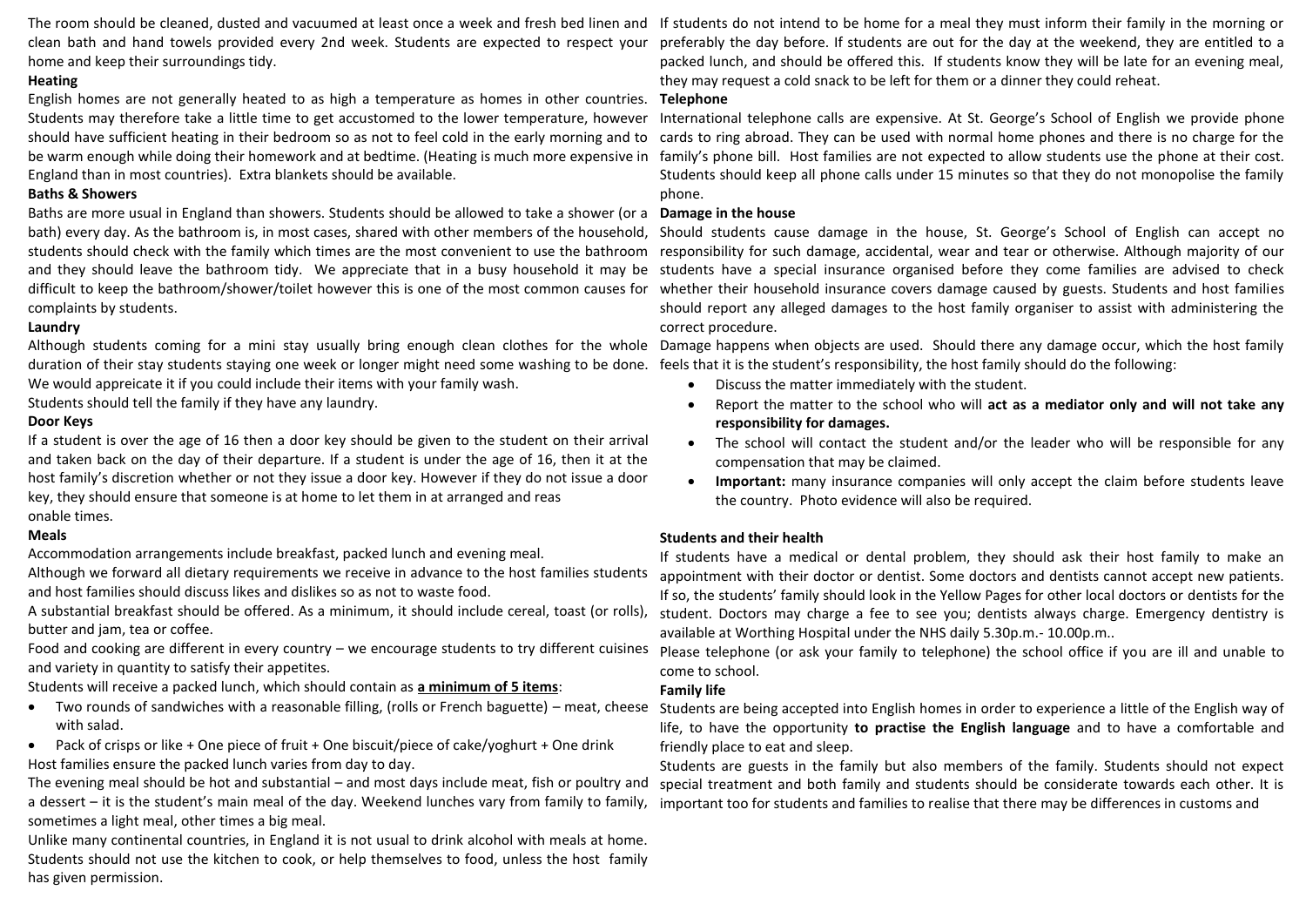The room should be cleaned, dusted and vacuumed at least once a week and fresh bed linen and clean bath and hand towels provided every 2nd week. Students are expected to respect your home and keep their surroundings tidy.

**Heating**

English homes are not generally heated to as high a temperature as homes in other countries. Students may therefore take a little time to get accustomed to the lower temperature, however should have sufficient heating in their bedroom so as not to feel cold in the early morning and to be warm enough while doing their homework and at bedtime. (Heating is much more expensive in England than in most countries). Extra blankets should be available.

**Baths & Showers**

Baths are more usual in England than showers. Students should be allowed to take a shower (or a bath) every day. As the bathroom is, in most cases, shared with other members of the household, students should check with the family which times are the most convenient to use the bathroom and they should leave the bathroom tidy. We appreciate that in a busy household it may be difficult to keep the bathroom/shower/toilet however this is one of the most common causes for complaints by students.

**Laundry**

Although students coming for a mini stay usually bring enough clean clothes for the whole duration of their stay students staying one week or longer might need some washing to be done. We would appreicate it if you could include their items with your family wash.

Students should tell the family if they have any laundry.

**Door Keys**

If a student is over the age of 16 then a door key should be given to the student on their arrival and taken back on the day of their departure. If a student is under the age of 16, then it at the host family's discretion whether or not they issue a door key. However if they do not issue a door key, they should ensure that someone is at home to let them in at arranged and reas onable times.

**Meals**

Accommodation arrangements include breakfast, packed lunch and evening meal.

Although we forward all dietary requirements we receive in advance to the host families students and host families should discuss likes and dislikes so as not to waste food.

A substantial breakfast should be offered. As a minimum, it should include cereal, toast (or rolls), butter and jam, tea or coffee.

Food and cooking are different in every country – we encourage students to try different cuisines and variety in quantity to satisfy their appetites.

Students will receive a packed lunch, which should contain as **a minimum of 5 items**:

- Two rounds of sandwiches with a reasonable filling, (rolls or French baguette) – meat, cheese with salad.
- Pack of crisps or like + One piece of fruit + One biscuit/piece of cake/yoghurt + One drink

Host families ensure the packed lunch varies from day to day.

The evening meal should be hot and substantial – and most days include meat, fish or poultry and a dessert – it is the student's main meal of the day. Weekend lunches vary from family to family, sometimes a light meal, other times a big meal.

Unlike many continental countries, in England it is not usual to drink alcohol with meals at home. Students should not use the kitchen to cook, or help themselves to food, unless the host family has given permission.

If students do not intend to be home for a meal they must inform their family in the morning or preferably the day before. If students are out for the day at the weekend, they are entitled to a packed lunch, and should be offered this. If students know they will be late for an evening meal, they may request a cold snack to be left for them or a dinner they could reheat.

**Telephone**

International telephone calls are expensive. At St. George's School of English we provide phone cards to ring abroad. They can be used with normal home phones and there is no charge for the family's phone bill. Host families are not expected to allow students use the phone at their cost. Students should keep all phone calls under 15 minutes so that they do not monopolise the family phone.

**Damage in the house**

Should students cause damage in the house, St. George's School of English can accept no responsibility for such damage, accidental, wear and tear or otherwise. Although majority of our students have a special insurance organised before they come families are advised to check whether their household insurance covers damage caused by guests. Students and host families should report any alleged damages to the host family organiser to assist with administering the correct procedure.

Damage happens when objects are used. Should there any damage occur, which the host family feels that it is the student's responsibility, the host family should do the following:

- Discuss the matter immediately with the student.
- Report the matter to the school who will **act as a mediator only and will not take any responsibility for damages.**
- The school will contact the student and/or the leader who will be responsible for any compensation that may be claimed.
- **Important:** many insurance companies will only accept the claim before students leave the country. Photo evidence will also be required.

**Students and their health**

If students have a medical or dental problem, they should ask their host family to make an appointment with their doctor or dentist. Some doctors and dentists cannot accept new patients. If so, the students' family should look in the Yellow Pages for other local doctors or dentists for the student. Doctors may charge a fee to see you; dentists always charge. Emergency dentistry is available at Worthing Hospital under the NHS daily 5.30p.m.- 10.00p.m..

Please telephone (or ask your family to telephone) the school office if you are ill and unable to come to school.

**Family life**

Students are being accepted into English homes in order to experience a little of the English way of life, to have the opportunity **to practise the English language** and to have a comfortable and friendly place to eat and sleep.

Students are guests in the family but also members of the family. Students should not expect special treatment and both family and students should be considerate towards each other. It is important too for students and families to realise that there may be differences in customs and